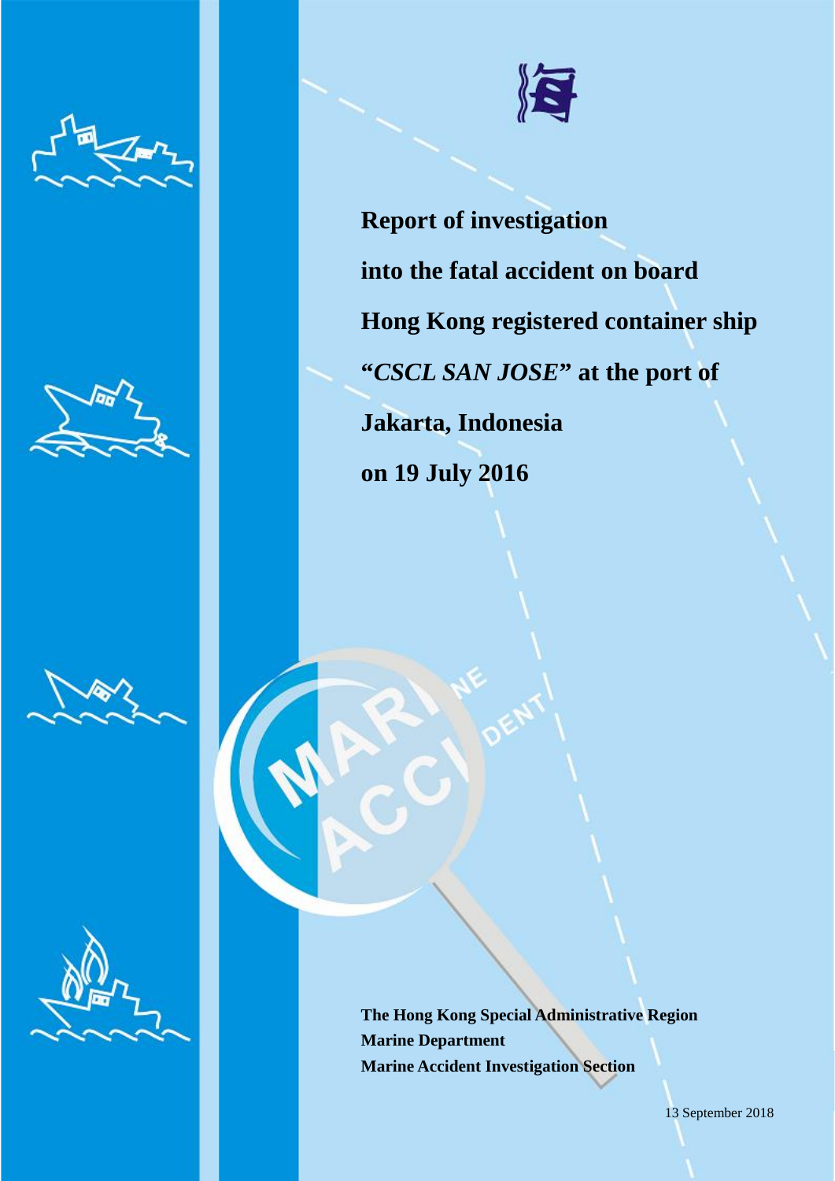# Report of investigation into the fatal accident on board Hong Kong registered container ship *"CSCL SAN JOSE"* at the port of Jakarta, Indonesia on 19 July 2016

**The Hong Kong Special Administrative Region**
**Marine Department**
**Marine Accident Investigation Section**

13 September 2018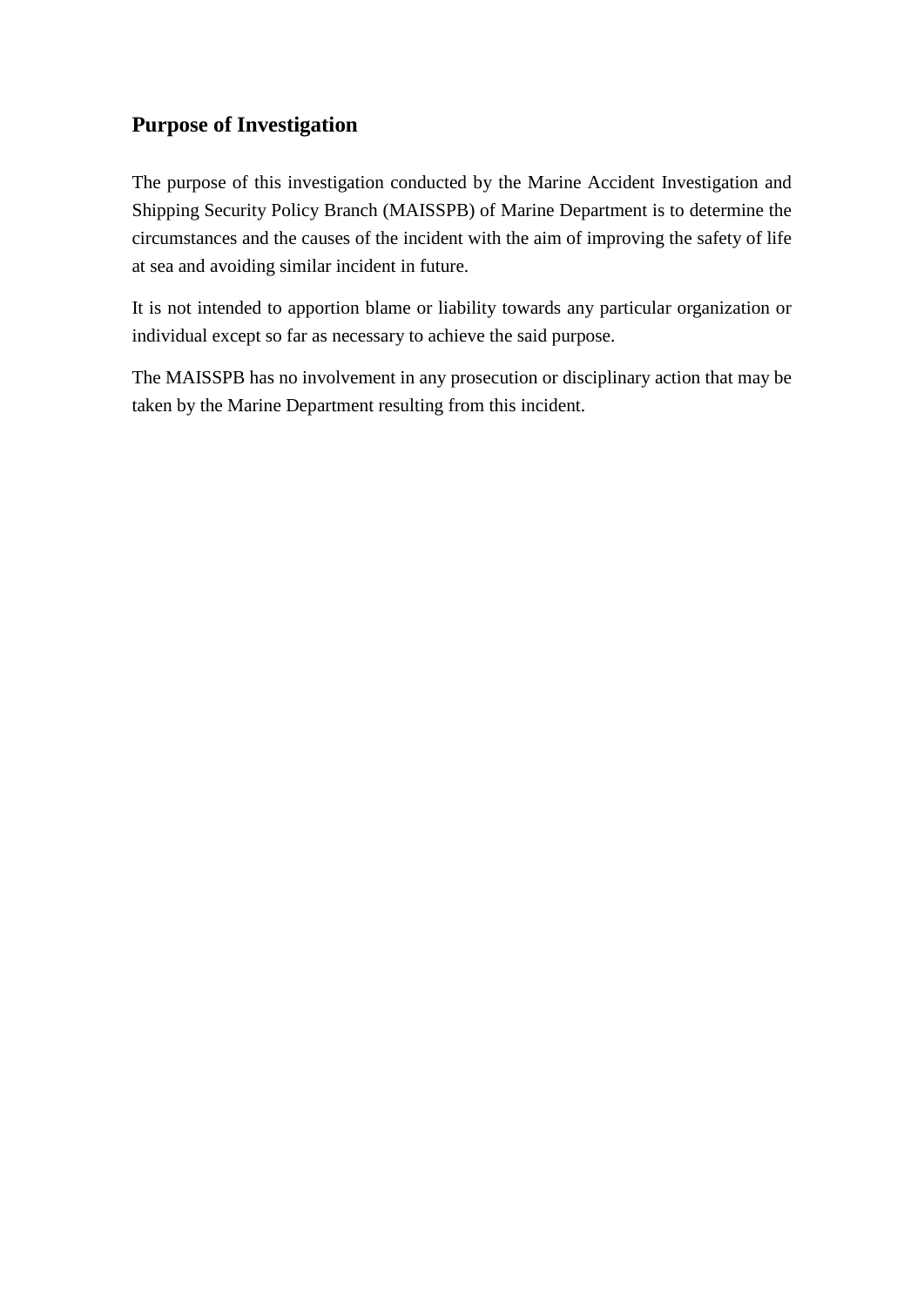## Purpose of Investigation

The purpose of this investigation conducted by the Marine Accident Investigation and Shipping Security Policy Branch (MAISSPB) of Marine Department is to determine the circumstances and the causes of the incident with the aim of improving the safety of life at sea and avoiding similar incident in future.

It is not intended to apportion blame or liability towards any particular organization or individual except so far as necessary to achieve the said purpose.

The MAISSPB has no involvement in any prosecution or disciplinary action that may be taken by the Marine Department resulting from this incident.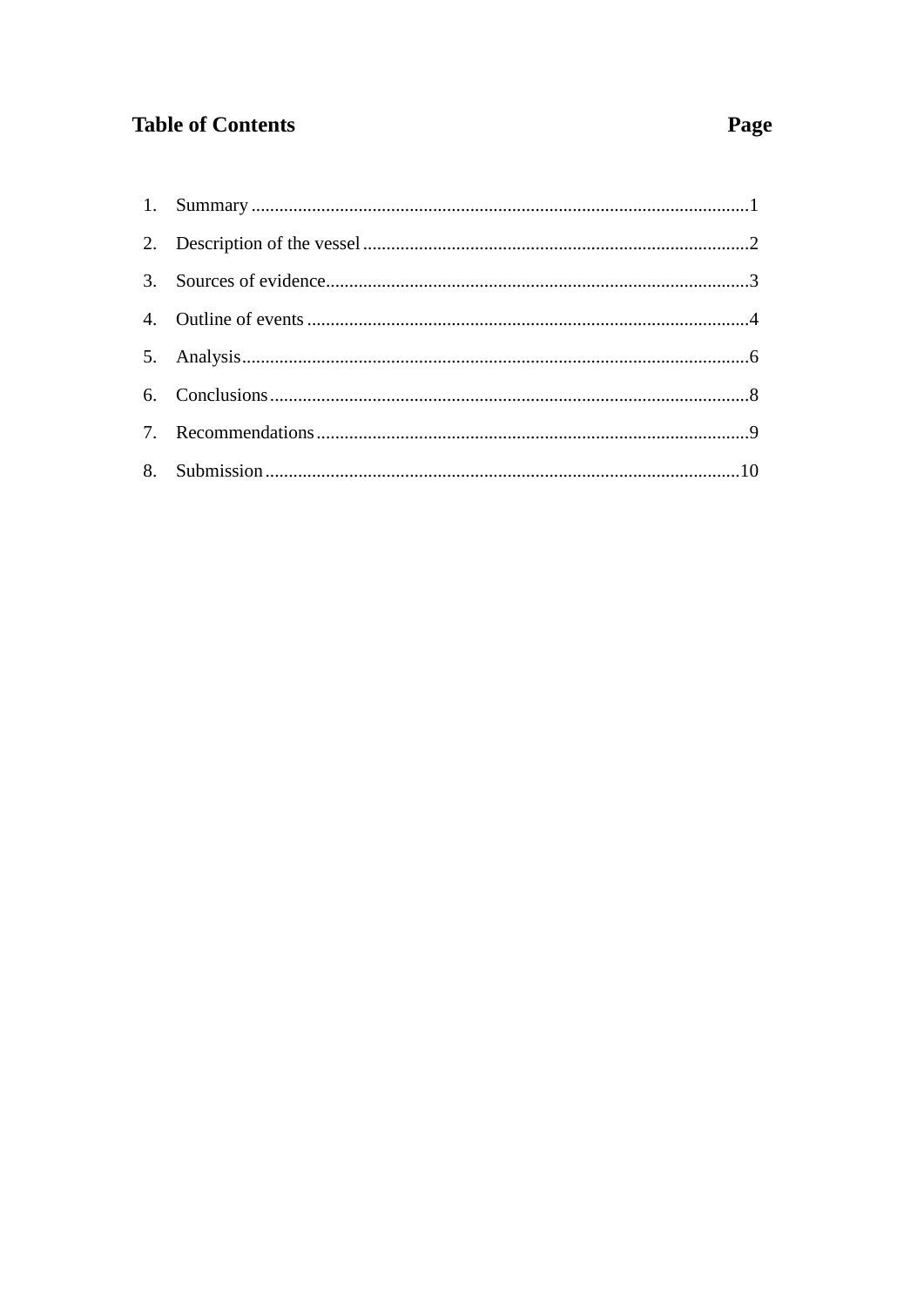**Table of Contents** **Page**

1. Summary ........................................................................................................1
2. Description of the vessel ..................................................................................2
3. Sources of evidence..........................................................................................3
4. Outline of events ..............................................................................................4
5. Analysis............................................................................................................6
6. Conclusions......................................................................................................8
7. Recommendations............................................................................................9
8. Submission......................................................................................................10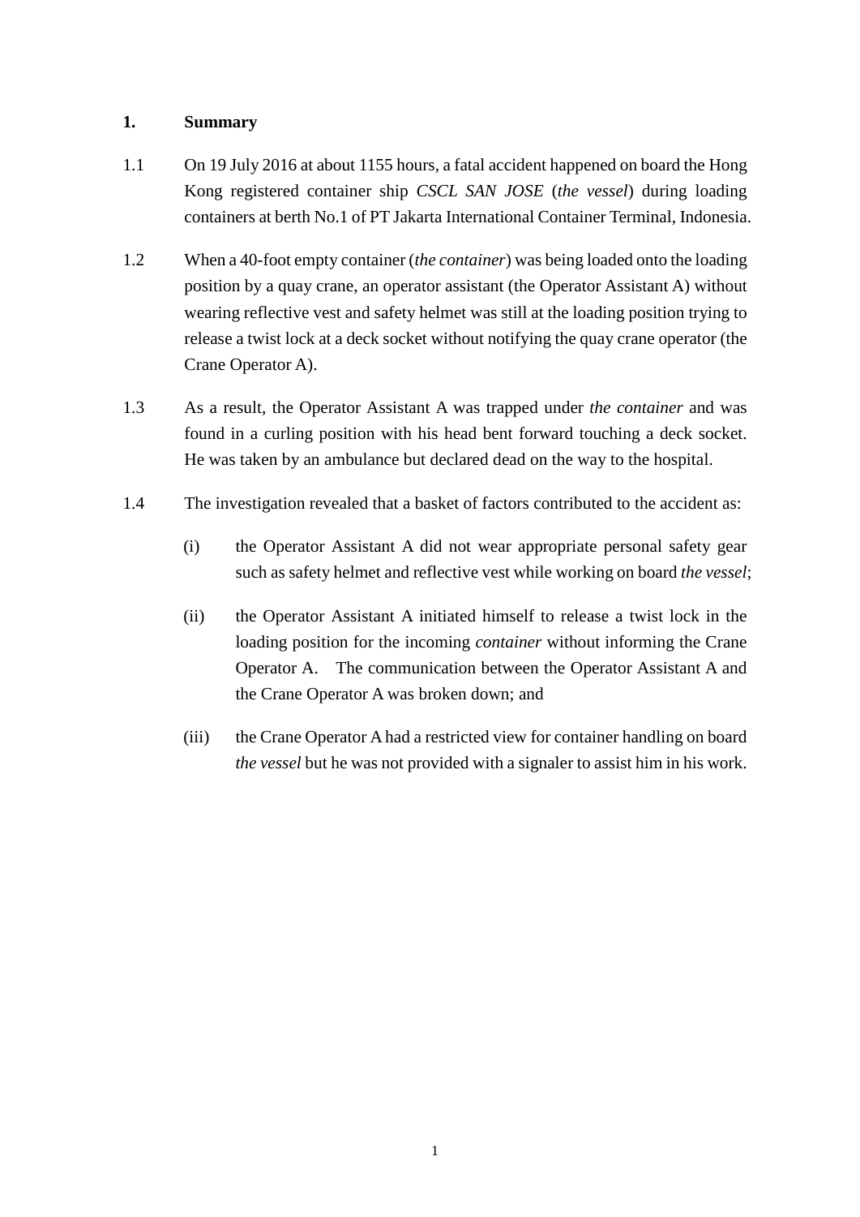## 1. Summary

1.1 On 19 July 2016 at about 1155 hours, a fatal accident happened on board the Hong Kong registered container ship *CSCL SAN JOSE* (*the vessel*) during loading containers at berth No.1 of PT Jakarta International Container Terminal, Indonesia.

1.2 When a 40-foot empty container (*the container*) was being loaded onto the loading position by a quay crane, an operator assistant (the Operator Assistant A) without wearing reflective vest and safety helmet was still at the loading position trying to release a twist lock at a deck socket without notifying the quay crane operator (the Crane Operator A).

1.3 As a result, the Operator Assistant A was trapped under *the container* and was found in a curling position with his head bent forward touching a deck socket. He was taken by an ambulance but declared dead on the way to the hospital.

1.4 The investigation revealed that a basket of factors contributed to the accident as:

(i) the Operator Assistant A did not wear appropriate personal safety gear such as safety helmet and reflective vest while working on board *the vessel*;

(ii) the Operator Assistant A initiated himself to release a twist lock in the loading position for the incoming *container* without informing the Crane Operator A. The communication between the Operator Assistant A and the Crane Operator A was broken down; and

(iii) the Crane Operator A had a restricted view for container handling on board *the vessel* but he was not provided with a signaler to assist him in his work.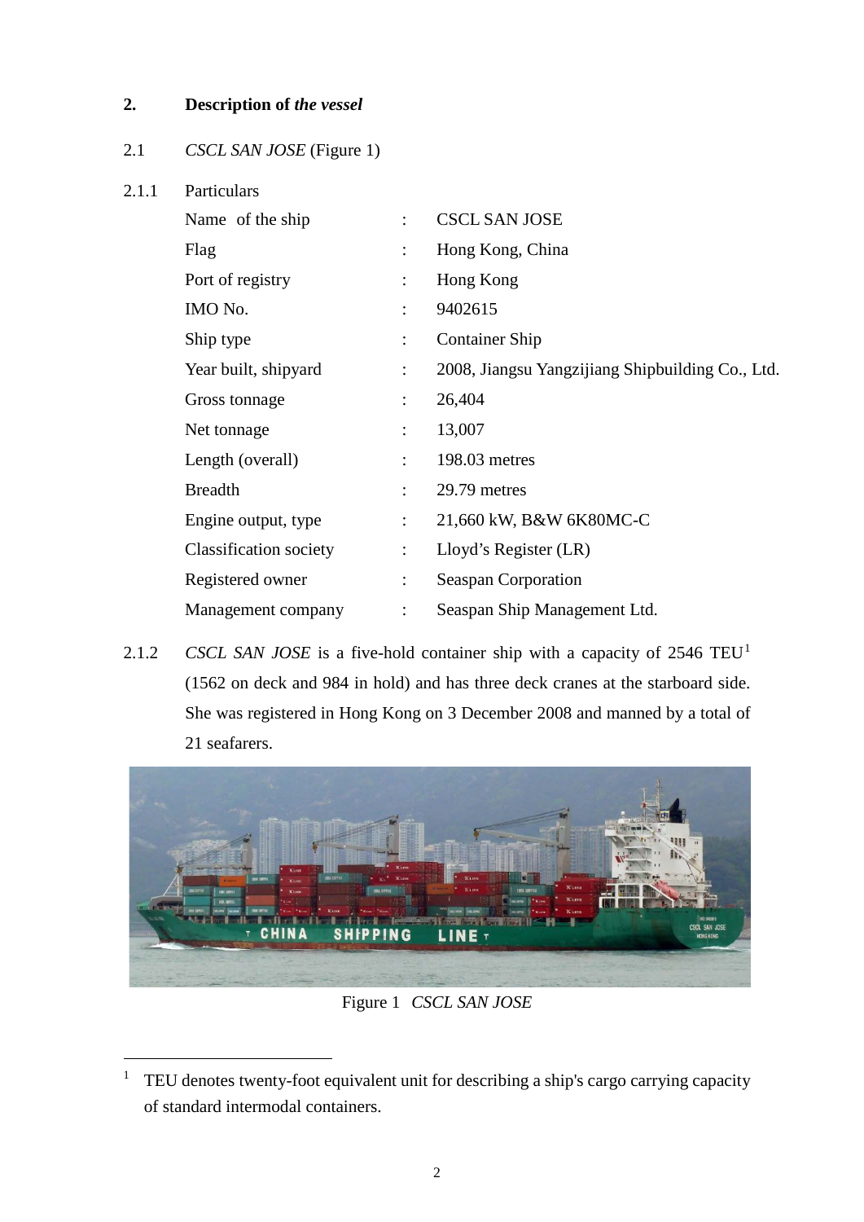## 2. Description of *the vessel*

### 2.1 *CSCL SAN JOSE* (Figure 1)

#### 2.1.1 Particulars

| | | |
|---|---|---|
| Name of the ship | : | CSCL SAN JOSE |
| Flag | : | Hong Kong, China |
| Port of registry | : | Hong Kong |
| IMO No. | : | 9402615 |
| Ship type | : | Container Ship |
| Year built, shipyard | : | 2008, Jiangsu Yangzijiang Shipbuilding Co., Ltd. |
| Gross tonnage | : | 26,404 |
| Net tonnage | : | 13,007 |
| Length (overall) | : | 198.03 metres |
| Breadth | : | 29.79 metres |
| Engine output, type | : | 21,660 kW, B&W 6K80MC-C |
| Classification society | : | Lloyd's Register (LR) |
| Registered owner | : | Seaspan Corporation |
| Management company | : | Seaspan Ship Management Ltd. |

2.1.2 *CSCL SAN JOSE* is a five-hold container ship with a capacity of 2546 TEU[1] (1562 on deck and 984 in hold) and has three deck cranes at the starboard side. She was registered in Hong Kong on 3 December 2008 and manned by a total of 21 seafarers.

Figure 1 *CSCL SAN JOSE*

[1] TEU denotes twenty-foot equivalent unit for describing a ship's cargo carrying capacity of standard intermodal containers.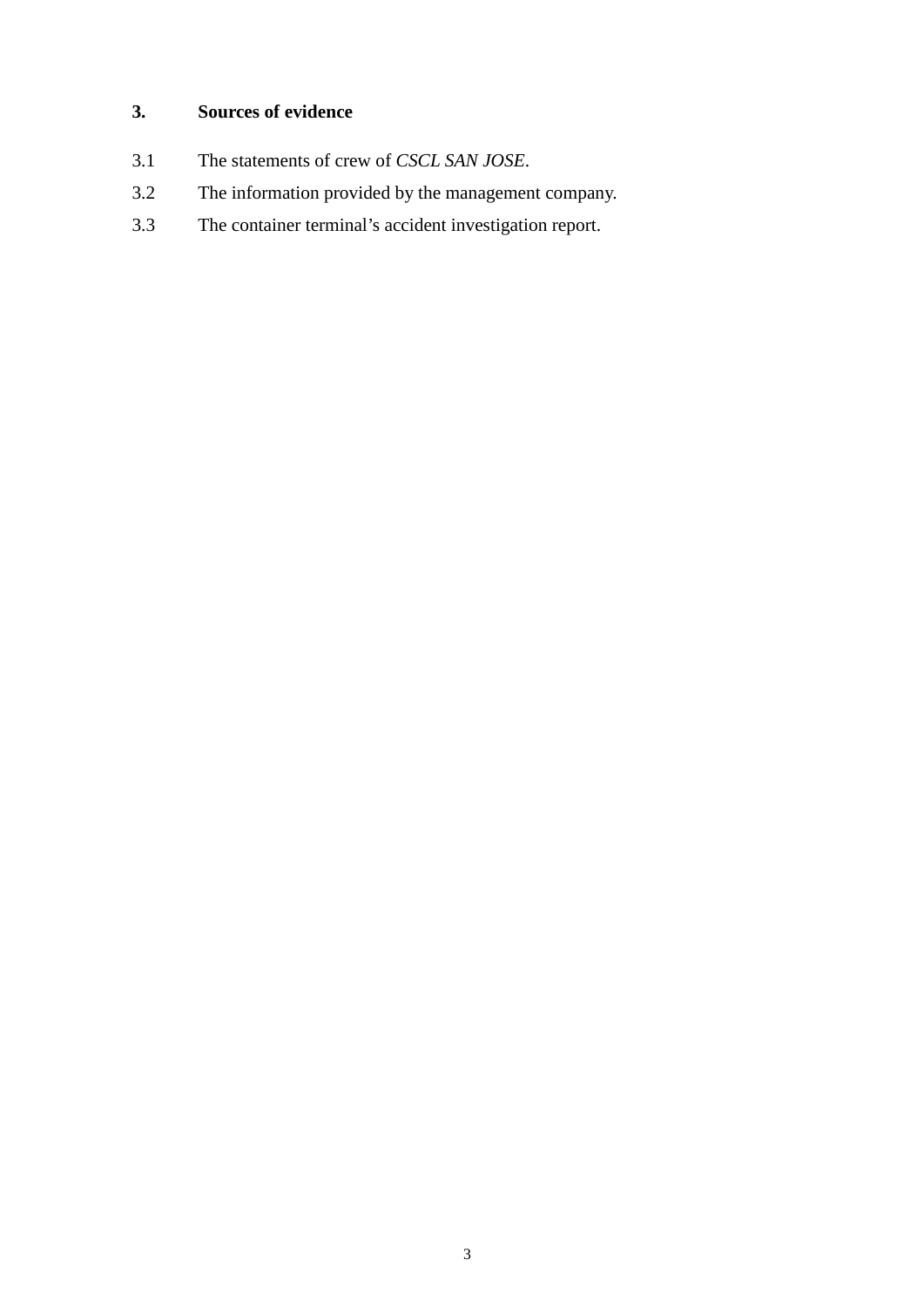## 3. Sources of evidence

3.1 The statements of crew of *CSCL SAN JOSE*.

3.2 The information provided by the management company.

3.3 The container terminal’s accident investigation report.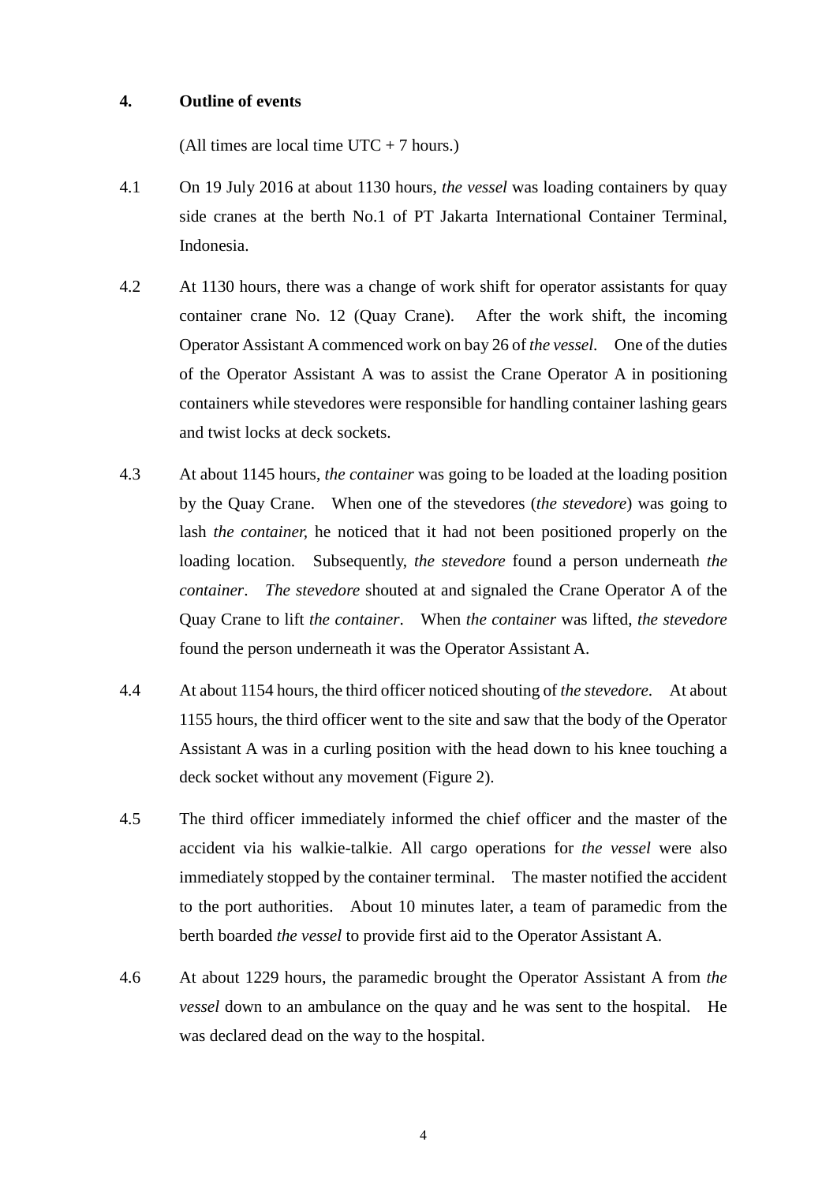## 4. Outline of events

(All times are local time UTC + 7 hours.)

4.1 On 19 July 2016 at about 1130 hours, *the vessel* was loading containers by quay side cranes at the berth No.1 of PT Jakarta International Container Terminal, Indonesia.

4.2 At 1130 hours, there was a change of work shift for operator assistants for quay container crane No. 12 (Quay Crane). After the work shift, the incoming Operator Assistant A commenced work on bay 26 of *the vessel*. One of the duties of the Operator Assistant A was to assist the Crane Operator A in positioning containers while stevedores were responsible for handling container lashing gears and twist locks at deck sockets.

4.3 At about 1145 hours, *the container* was going to be loaded at the loading position by the Quay Crane. When one of the stevedores (*the stevedore*) was going to lash *the container,* he noticed that it had not been positioned properly on the loading location. Subsequently, *the stevedore* found a person underneath *the container*. *The stevedore* shouted at and signaled the Crane Operator A of the Quay Crane to lift *the container*. When *the container* was lifted, *the stevedore* found the person underneath it was the Operator Assistant A.

4.4 At about 1154 hours, the third officer noticed shouting of *the stevedore*. At about 1155 hours, the third officer went to the site and saw that the body of the Operator Assistant A was in a curling position with the head down to his knee touching a deck socket without any movement (Figure 2).

4.5 The third officer immediately informed the chief officer and the master of the accident via his walkie-talkie. All cargo operations for *the vessel* were also immediately stopped by the container terminal. The master notified the accident to the port authorities. About 10 minutes later, a team of paramedic from the berth boarded *the vessel* to provide first aid to the Operator Assistant A.

4.6 At about 1229 hours, the paramedic brought the Operator Assistant A from *the vessel* down to an ambulance on the quay and he was sent to the hospital. He was declared dead on the way to the hospital.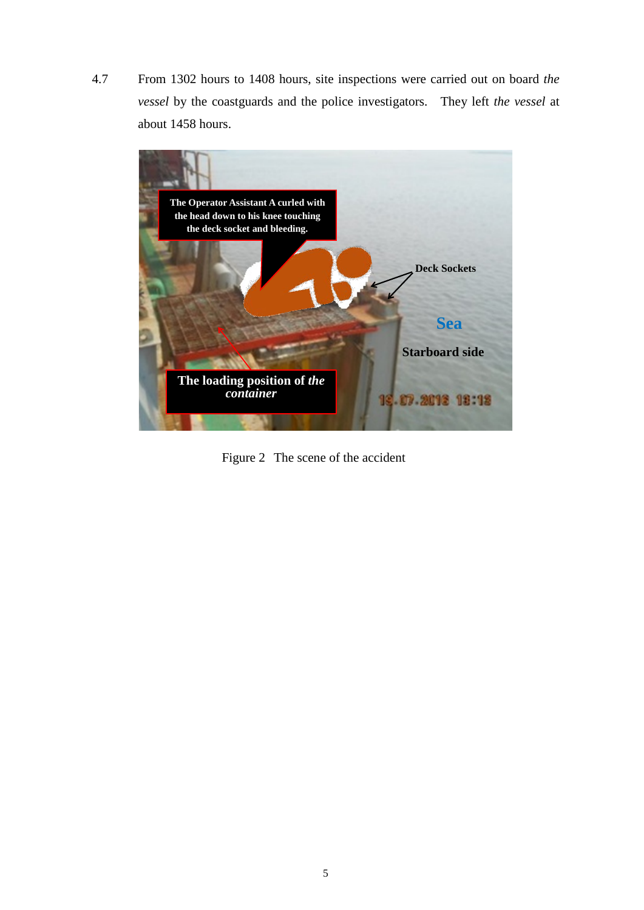4.7 From 1302 hours to 1408 hours, site inspections were carried out on board *the vessel* by the coastguards and the police investigators. They left *the vessel* at about 1458 hours.

The Operator Assistant A curled with the head down to his knee touching the deck socket and bleeding.

Deck Sockets

Sea

Starboard side

The loading position of *the container*

19.07.2016 13:13

Figure 2 The scene of the accident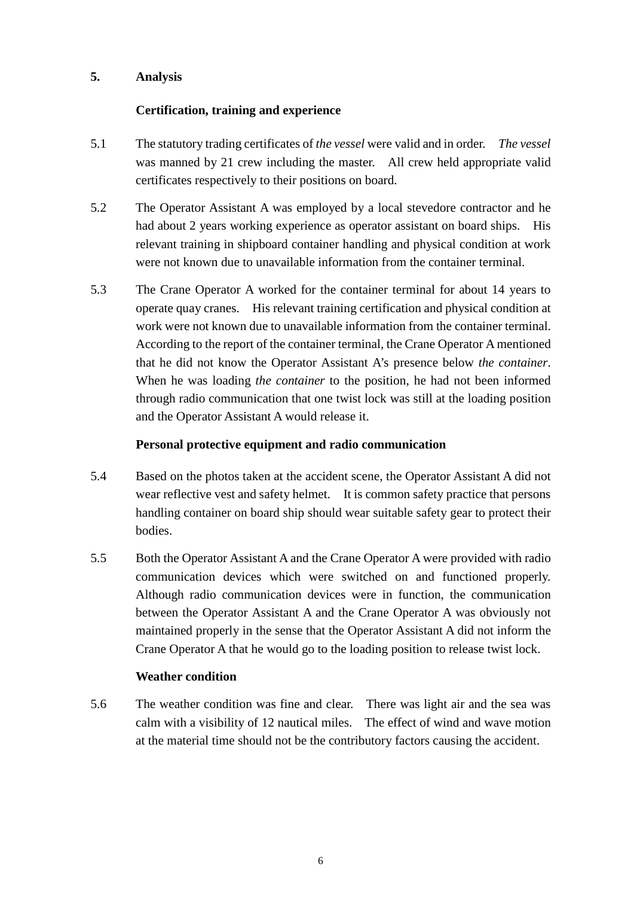## 5. Analysis

### Certification, training and experience

5.1 The statutory trading certificates of *the vessel* were valid and in order. *The vessel* was manned by 21 crew including the master. All crew held appropriate valid certificates respectively to their positions on board.

5.2 The Operator Assistant A was employed by a local stevedore contractor and he had about 2 years working experience as operator assistant on board ships. His relevant training in shipboard container handling and physical condition at work were not known due to unavailable information from the container terminal.

5.3 The Crane Operator A worked for the container terminal for about 14 years to operate quay cranes. His relevant training certification and physical condition at work were not known due to unavailable information from the container terminal. According to the report of the container terminal, the Crane Operator A mentioned that he did not know the Operator Assistant A's presence below *the container*. When he was loading *the container* to the position, he had not been informed through radio communication that one twist lock was still at the loading position and the Operator Assistant A would release it.

### Personal protective equipment and radio communication

5.4 Based on the photos taken at the accident scene, the Operator Assistant A did not wear reflective vest and safety helmet. It is common safety practice that persons handling container on board ship should wear suitable safety gear to protect their bodies.

5.5 Both the Operator Assistant A and the Crane Operator A were provided with radio communication devices which were switched on and functioned properly. Although radio communication devices were in function, the communication between the Operator Assistant A and the Crane Operator A was obviously not maintained properly in the sense that the Operator Assistant A did not inform the Crane Operator A that he would go to the loading position to release twist lock.

### Weather condition

5.6 The weather condition was fine and clear. There was light air and the sea was calm with a visibility of 12 nautical miles. The effect of wind and wave motion at the material time should not be the contributory factors causing the accident.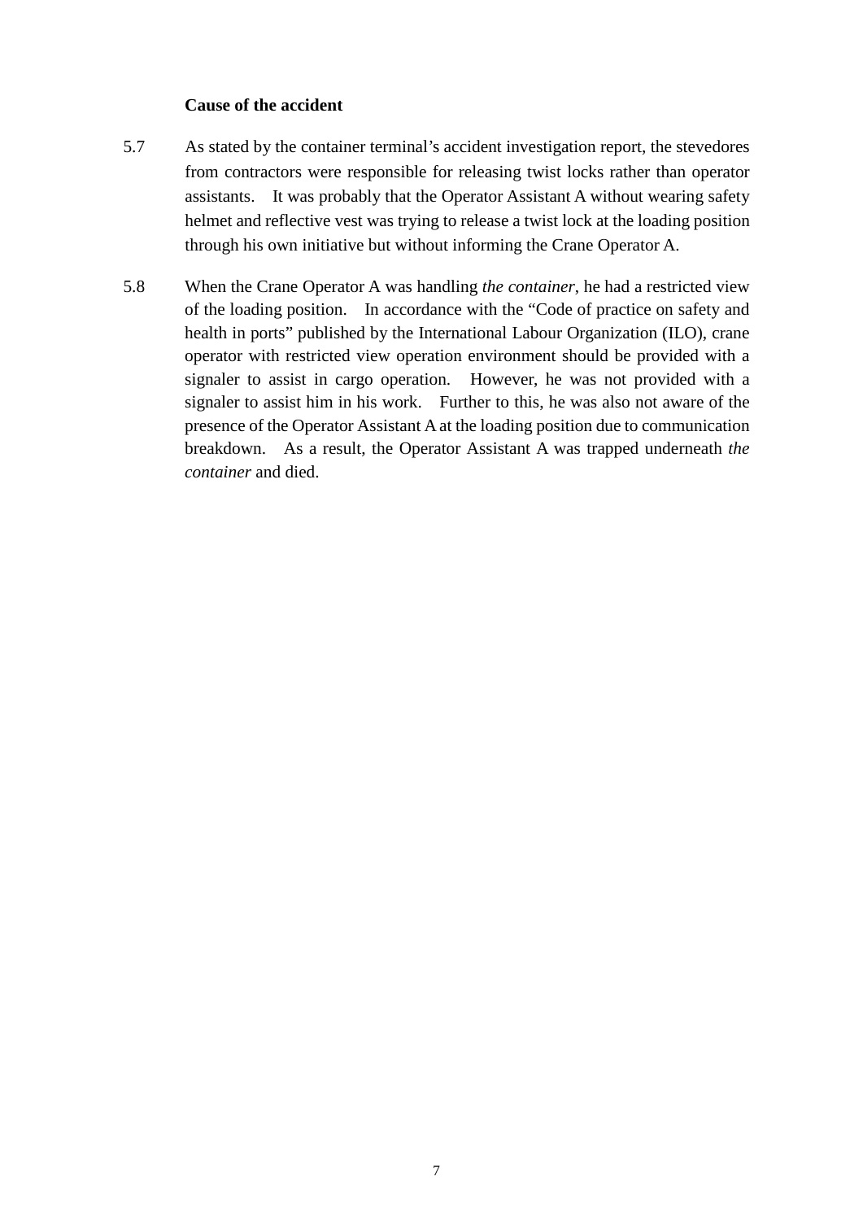**Cause of the accident**

5.7 As stated by the container terminal's accident investigation report, the stevedores from contractors were responsible for releasing twist locks rather than operator assistants. It was probably that the Operator Assistant A without wearing safety helmet and reflective vest was trying to release a twist lock at the loading position through his own initiative but without informing the Crane Operator A.

5.8 When the Crane Operator A was handling *the container*, he had a restricted view of the loading position. In accordance with the "Code of practice on safety and health in ports" published by the International Labour Organization (ILO), crane operator with restricted view operation environment should be provided with a signaler to assist in cargo operation. However, he was not provided with a signaler to assist him in his work. Further to this, he was also not aware of the presence of the Operator Assistant A at the loading position due to communication breakdown. As a result, the Operator Assistant A was trapped underneath *the container* and died.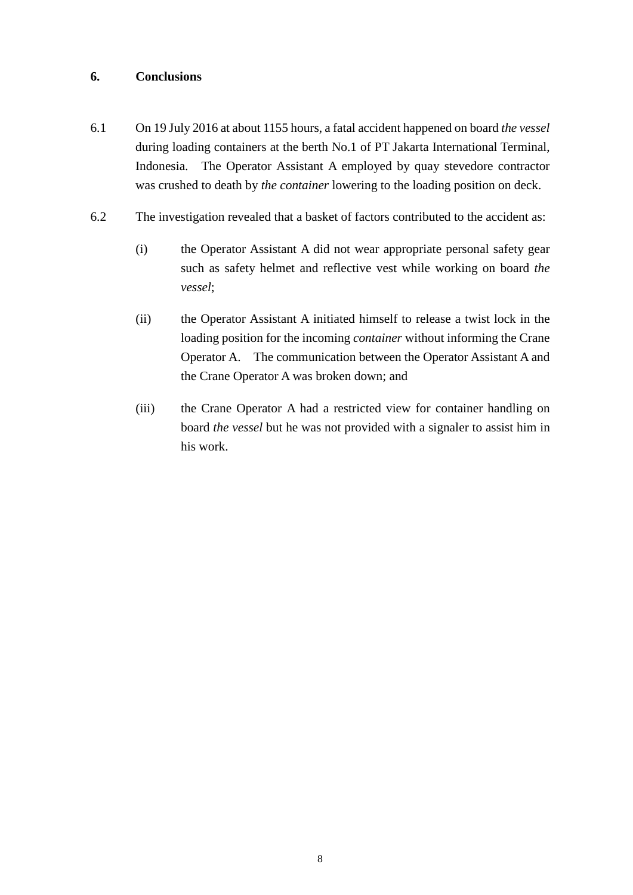## 6. Conclusions

6.1 On 19 July 2016 at about 1155 hours, a fatal accident happened on board *the vessel* during loading containers at the berth No.1 of PT Jakarta International Terminal, Indonesia. The Operator Assistant A employed by quay stevedore contractor was crushed to death by *the container* lowering to the loading position on deck.

6.2 The investigation revealed that a basket of factors contributed to the accident as:

(i) the Operator Assistant A did not wear appropriate personal safety gear such as safety helmet and reflective vest while working on board *the vessel*;

(ii) the Operator Assistant A initiated himself to release a twist lock in the loading position for the incoming *container* without informing the Crane Operator A. The communication between the Operator Assistant A and the Crane Operator A was broken down; and

(iii) the Crane Operator A had a restricted view for container handling on board *the vessel* but he was not provided with a signaler to assist him in his work.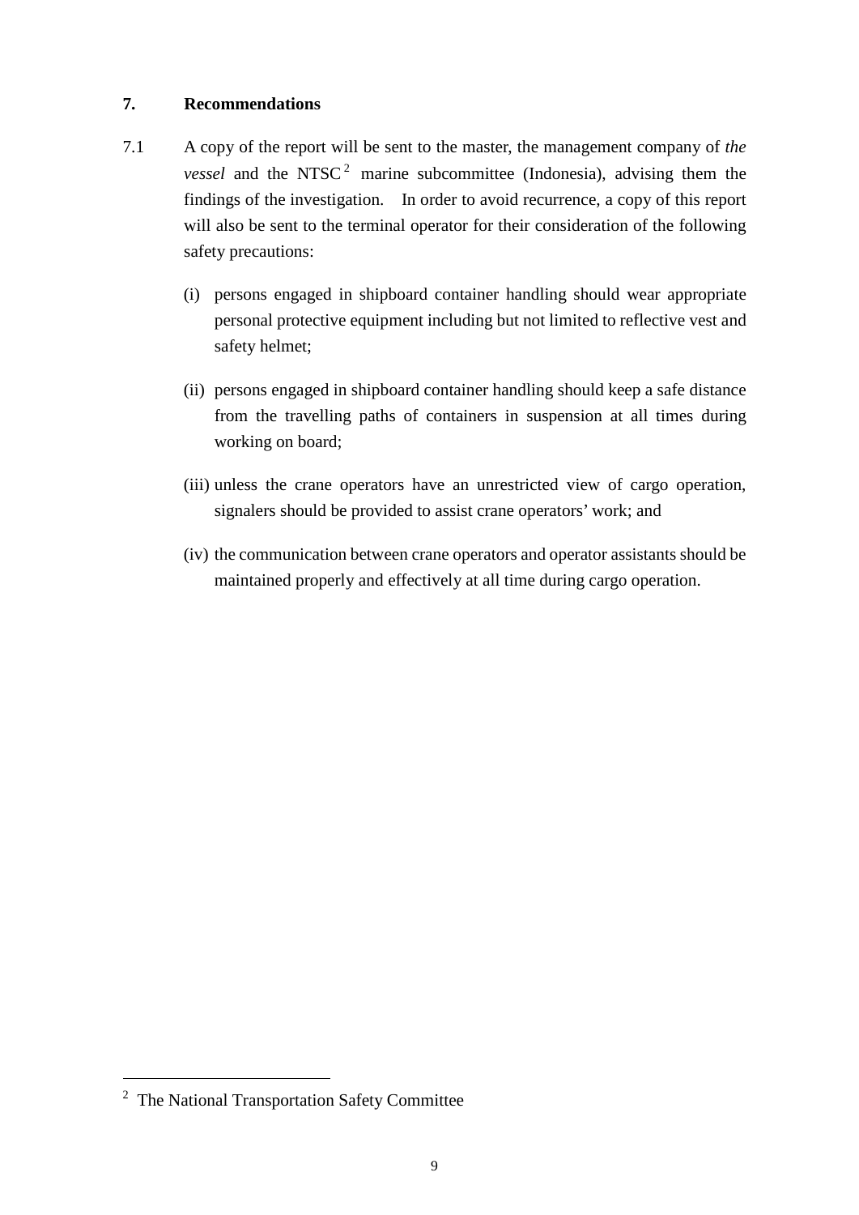## 7. Recommendations

7.1 A copy of the report will be sent to the master, the management company of *the vessel* and the NTSC[2] marine subcommittee (Indonesia), advising them the findings of the investigation. In order to avoid recurrence, a copy of this report will also be sent to the terminal operator for their consideration of the following safety precautions:

(i) persons engaged in shipboard container handling should wear appropriate personal protective equipment including but not limited to reflective vest and safety helmet;

(ii) persons engaged in shipboard container handling should keep a safe distance from the travelling paths of containers in suspension at all times during working on board;

(iii) unless the crane operators have an unrestricted view of cargo operation, signalers should be provided to assist crane operators' work; and

(iv) the communication between crane operators and operator assistants should be maintained properly and effectively at all time during cargo operation.

[2] The National Transportation Safety Committee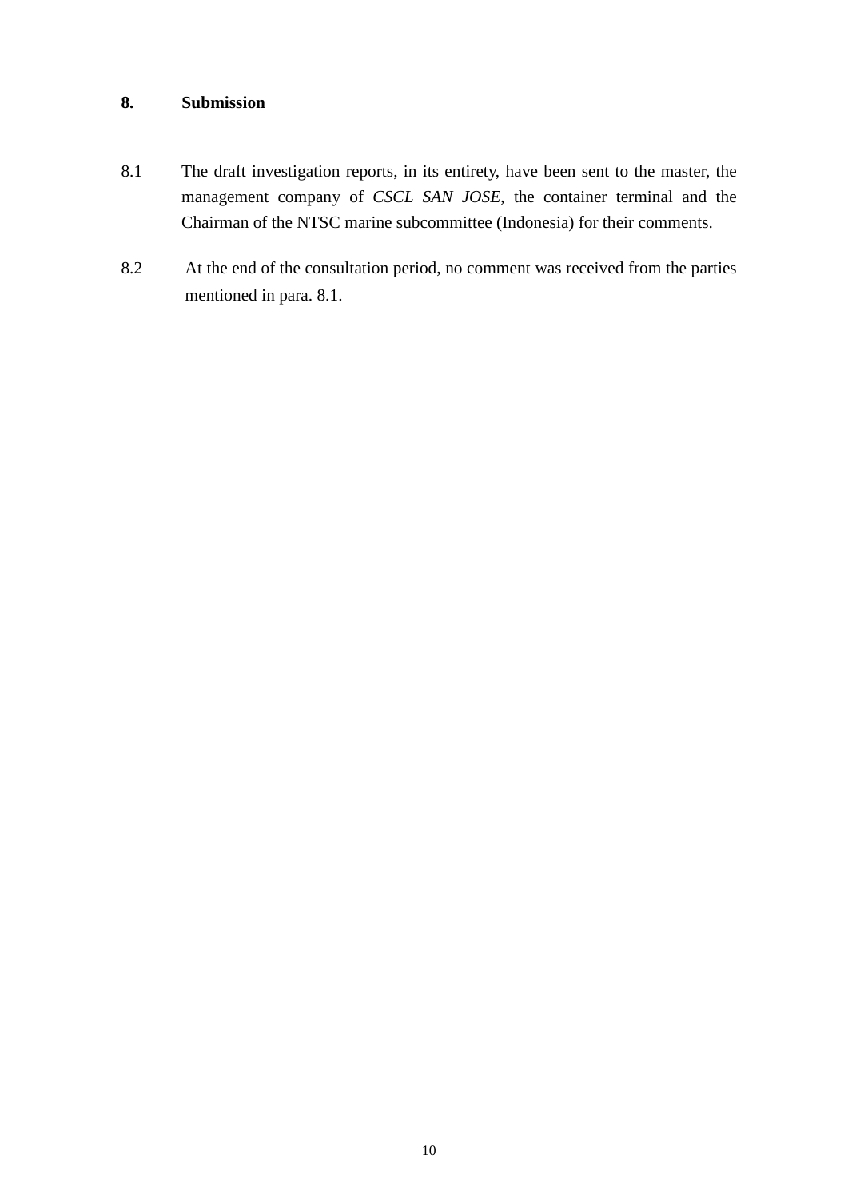## 8. Submission

8.1 The draft investigation reports, in its entirety, have been sent to the master, the management company of *CSCL SAN JOSE*, the container terminal and the Chairman of the NTSC marine subcommittee (Indonesia) for their comments.

8.2 At the end of the consultation period, no comment was received from the parties mentioned in para. 8.1.